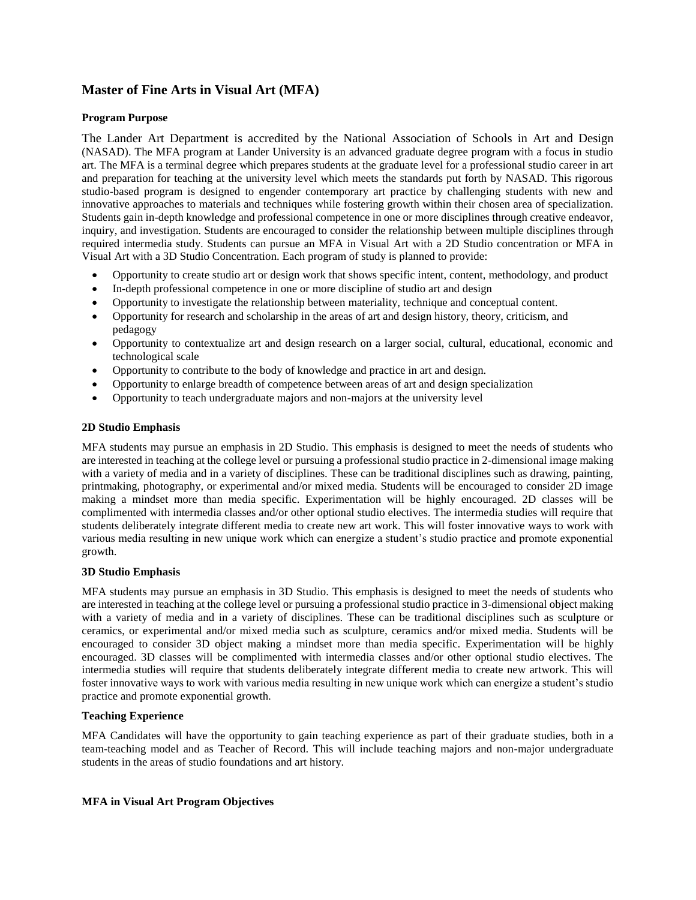# Master of Fine Arts in Visual Art (MFA)

### Program Purpose

The Lander Art Department is accredited by the National Association of Schools in Art and Design (NASAD). The MFA program at Lander University is an advanced graduate degree program with a focus in studio art. The MFA is a terminal degree which prepares students at the graduate level for a professional studio career in art and preparation for teaching at the university level which meets the standards put forth by NASAD. This rigorous studio-based program is designed to engender contemporary art practice by challenging students with new and innovative approaches to materials and techniques while fostering growth within their chosen area of specialization. Students gain in-depth knowledge and professional competence in one or more disciplines through creative endeavor, inquiry, and investigation. Students are encouraged to consider the relationship between multiple disciplines through required intermedia study. Students can pursue an MFA in Visual Art with a 2D Studio concentration or MFA in Visual Art with a 3D Studio Concentration. Each program of study is planned to provide:

- Opportunity to create studio art or design work that shows specific intent, content, methodology, and product
- In-depth professional competence in one or more discipline of studio art and design
- Opportunity to investigate the relationship between materiality, technique and conceptual content.
- Opportunity for research and scholarship in the areas of art and design history, theory, criticism, and pedagogy
- Opportunity to contextualize art and design research on a larger social, cultural, educational, economic and technological scale
- Opportunity to contribute to the body of knowledge and practice in art and design.
- Opportunity to enlarge breadth of competence between areas of art and design specialization
- Opportunity to teach undergraduate majors and non-majors at the university level

### 2D Studio Emphasis

MFA students may pursue an emphasis in 2D Studio. This emphasis is designed to meet the needs of students who are interested in teaching at the college level or pursuing a professional studio practice in 2-dimensional image making with a variety of media and in a variety of disciplines. These can be traditional disciplines such as drawing, painting, printmaking, photography, or experimental and/or mixed media. Students will be encouraged to consider 2D image making a mindset more than media specific. Experimentation will be highly encouraged. 2D classes will be complimented with intermedia classes and/or other optional studio electives. The intermedia studies will require that students deliberately integrate different media to create new art work. This will foster innovative ways to work with various media resulting in new unique work which can energize a student's studio practice and promote exponential growth.

### 3D Studio Emphasis

MFA students may pursue an emphasis in 3D Studio. This emphasis is designed to meet the needs of students who are interested in teaching at the college level or pursuing a professional studio practice in 3-dimensional object making with a variety of media and in a variety of disciplines. These can be traditional disciplines such as sculpture or ceramics, or experimental and/or mixed media such as sculpture, ceramics and/or mixed media. Students will be encouraged to consider 3D object making a mindset more than media specific. Experimentation will be highly encouraged. 3D classes will be complimented with intermedia classes and/or other optional studio electives. The intermedia studies will require that students deliberately integrate different media to create new artwork. This will foster innovative ways to work with various media resulting in new unique work which can energize a student's studio practice and promote exponential growth.

### Teaching Experience

MFA Candidates will have the opportunity to gain teaching experience as part of their graduate studies, both in a team-teaching model and as Teacher of Record. This will include teaching majors and non-major undergraduate students in the areas of studio foundations and art history.

### MFA in Visual Art Program Objectives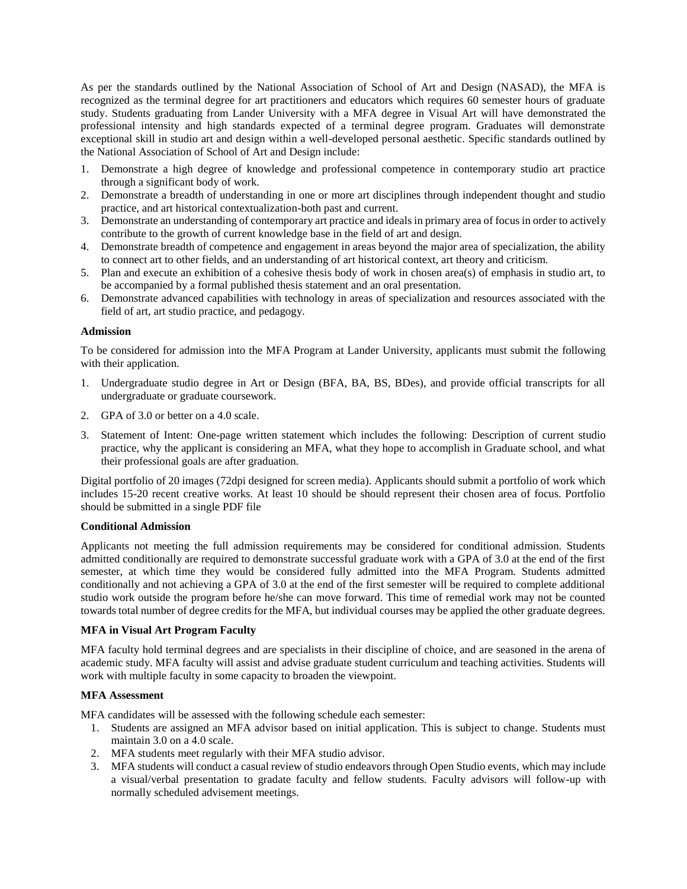As per the standards outlined by the National Association of School of Art and Design (NASAD), the MFA is recognized as the terminal degree for art practitioners and educators which requires 60 semester hours of graduate study. Students graduating from Lander University with a MFA degree in Visual Art will have demonstrated the professional intensity and high standards expected of a terminal degree program. Graduates will demonstrate exceptional skill in studio art and design within a well-developed personal aesthetic. Specific standards outlined by the National Association of School of Art and Design include:

1. Demonstrate a high degree of knowledge and professional competence in contemporary studio art practice through a significant body of work.
2. Demonstrate a breadth of understanding in one or more art disciplines through independent thought and studio practice, and art historical contextualization-both past and current.
3. Demonstrate an understanding of contemporary art practice and ideals in primary area of focus in order to actively contribute to the growth of current knowledge base in the field of art and design.
4. Demonstrate breadth of competence and engagement in areas beyond the major area of specialization, the ability to connect art to other fields, and an understanding of art historical context, art theory and criticism.
5. Plan and execute an exhibition of a cohesive thesis body of work in chosen area(s) of emphasis in studio art, to be accompanied by a formal published thesis statement and an oral presentation.
6. Demonstrate advanced capabilities with technology in areas of specialization and resources associated with the field of art, art studio practice, and pedagogy.

**Admission**

To be considered for admission into the MFA Program at Lander University, applicants must submit the following with their application.

1. Undergraduate studio degree in Art or Design (BFA, BA, BS, BDes), and provide official transcripts for all undergraduate or graduate coursework.

2. GPA of 3.0 or better on a 4.0 scale.

3. Statement of Intent: One-page written statement which includes the following: Description of current studio practice, why the applicant is considering an MFA, what they hope to accomplish in Graduate school, and what their professional goals are after graduation.

Digital portfolio of 20 images (72dpi designed for screen media). Applicants should submit a portfolio of work which includes 15-20 recent creative works. At least 10 should be should represent their chosen area of focus. Portfolio should be submitted in a single PDF file

**Conditional Admission**

Applicants not meeting the full admission requirements may be considered for conditional admission. Students admitted conditionally are required to demonstrate successful graduate work with a GPA of 3.0 at the end of the first semester, at which time they would be considered fully admitted into the MFA Program. Students admitted conditionally and not achieving a GPA of 3.0 at the end of the first semester will be required to complete additional studio work outside the program before he/she can move forward. This time of remedial work may not be counted towards total number of degree credits for the MFA, but individual courses may be applied the other graduate degrees.

**MFA in Visual Art Program Faculty**

MFA faculty hold terminal degrees and are specialists in their discipline of choice, and are seasoned in the arena of academic study. MFA faculty will assist and advise graduate student curriculum and teaching activities. Students will work with multiple faculty in some capacity to broaden the viewpoint.

**MFA Assessment**

MFA candidates will be assessed with the following schedule each semester:

1. Students are assigned an MFA advisor based on initial application. This is subject to change. Students must maintain 3.0 on a 4.0 scale.
2. MFA students meet regularly with their MFA studio advisor.
3. MFA students will conduct a casual review of studio endeavors through Open Studio events, which may include a visual/verbal presentation to gradate faculty and fellow students. Faculty advisors will follow-up with normally scheduled advisement meetings.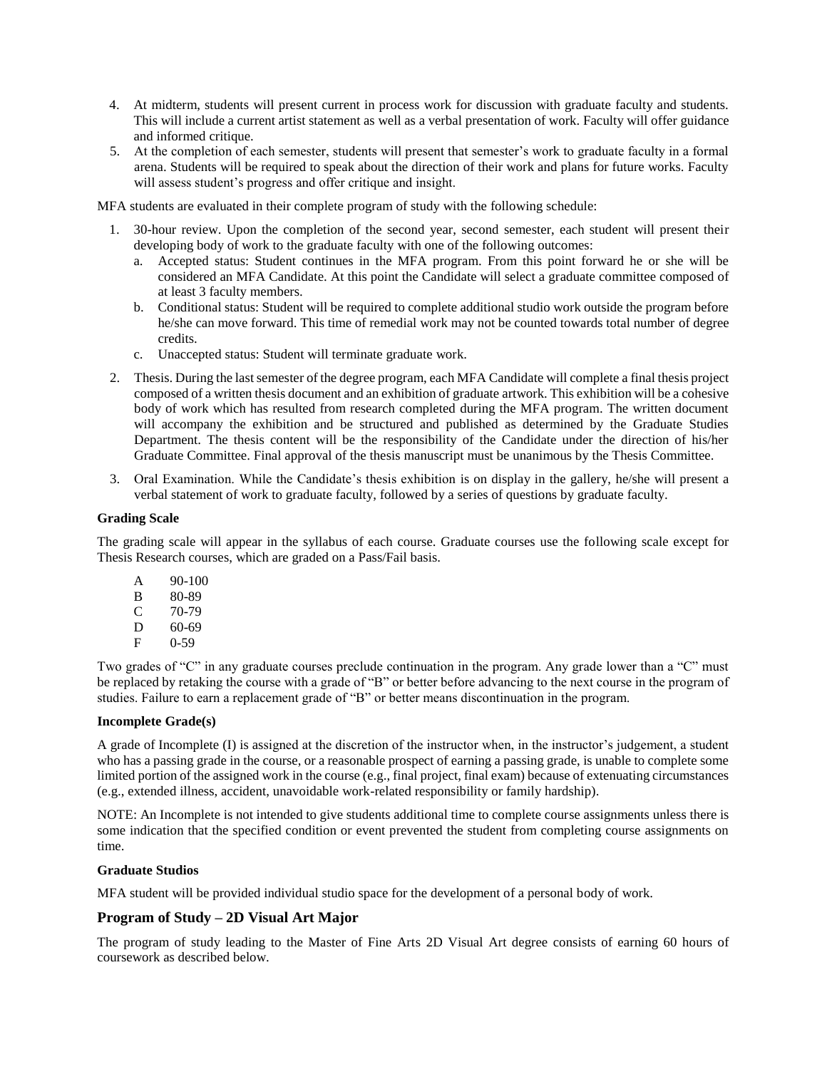4. At midterm, students will present current in process work for discussion with graduate faculty and students. This will include a current artist statement as well as a verbal presentation of work. Faculty will offer guidance and informed critique.
5. At the completion of each semester, students will present that semester's work to graduate faculty in a formal arena. Students will be required to speak about the direction of their work and plans for future works. Faculty will assess student's progress and offer critique and insight.

MFA students are evaluated in their complete program of study with the following schedule:

1. 30-hour review. Upon the completion of the second year, second semester, each student will present their developing body of work to the graduate faculty with one of the following outcomes:
   a. Accepted status: Student continues in the MFA program. From this point forward he or she will be considered an MFA Candidate. At this point the Candidate will select a graduate committee composed of at least 3 faculty members.
   b. Conditional status: Student will be required to complete additional studio work outside the program before he/she can move forward. This time of remedial work may not be counted towards total number of degree credits.
   c. Unaccepted status: Student will terminate graduate work.
2. Thesis. During the last semester of the degree program, each MFA Candidate will complete a final thesis project composed of a written thesis document and an exhibition of graduate artwork. This exhibition will be a cohesive body of work which has resulted from research completed during the MFA program. The written document will accompany the exhibition and be structured and published as determined by the Graduate Studies Department. The thesis content will be the responsibility of the Candidate under the direction of his/her Graduate Committee. Final approval of the thesis manuscript must be unanimous by the Thesis Committee.
3. Oral Examination. While the Candidate's thesis exhibition is on display in the gallery, he/she will present a verbal statement of work to graduate faculty, followed by a series of questions by graduate faculty.

**Grading Scale**

The grading scale will appear in the syllabus of each course. Graduate courses use the following scale except for Thesis Research courses, which are graded on a Pass/Fail basis.

| | |
|---|---|
| A | 90-100 |
| B | 80-89 |
| C | 70-79 |
| D | 60-69 |
| F | 0-59 |

Two grades of "C" in any graduate courses preclude continuation in the program. Any grade lower than a "C" must be replaced by retaking the course with a grade of "B" or better before advancing to the next course in the program of studies. Failure to earn a replacement grade of "B" or better means discontinuation in the program.

**Incomplete Grade(s)**

A grade of Incomplete (I) is assigned at the discretion of the instructor when, in the instructor's judgement, a student who has a passing grade in the course, or a reasonable prospect of earning a passing grade, is unable to complete some limited portion of the assigned work in the course (e.g., final project, final exam) because of extenuating circumstances (e.g., extended illness, accident, unavoidable work-related responsibility or family hardship).

NOTE: An Incomplete is not intended to give students additional time to complete course assignments unless there is some indication that the specified condition or event prevented the student from completing course assignments on time.

**Graduate Studios**

MFA student will be provided individual studio space for the development of a personal body of work.

## Program of Study – 2D Visual Art Major

The program of study leading to the Master of Fine Arts 2D Visual Art degree consists of earning 60 hours of coursework as described below.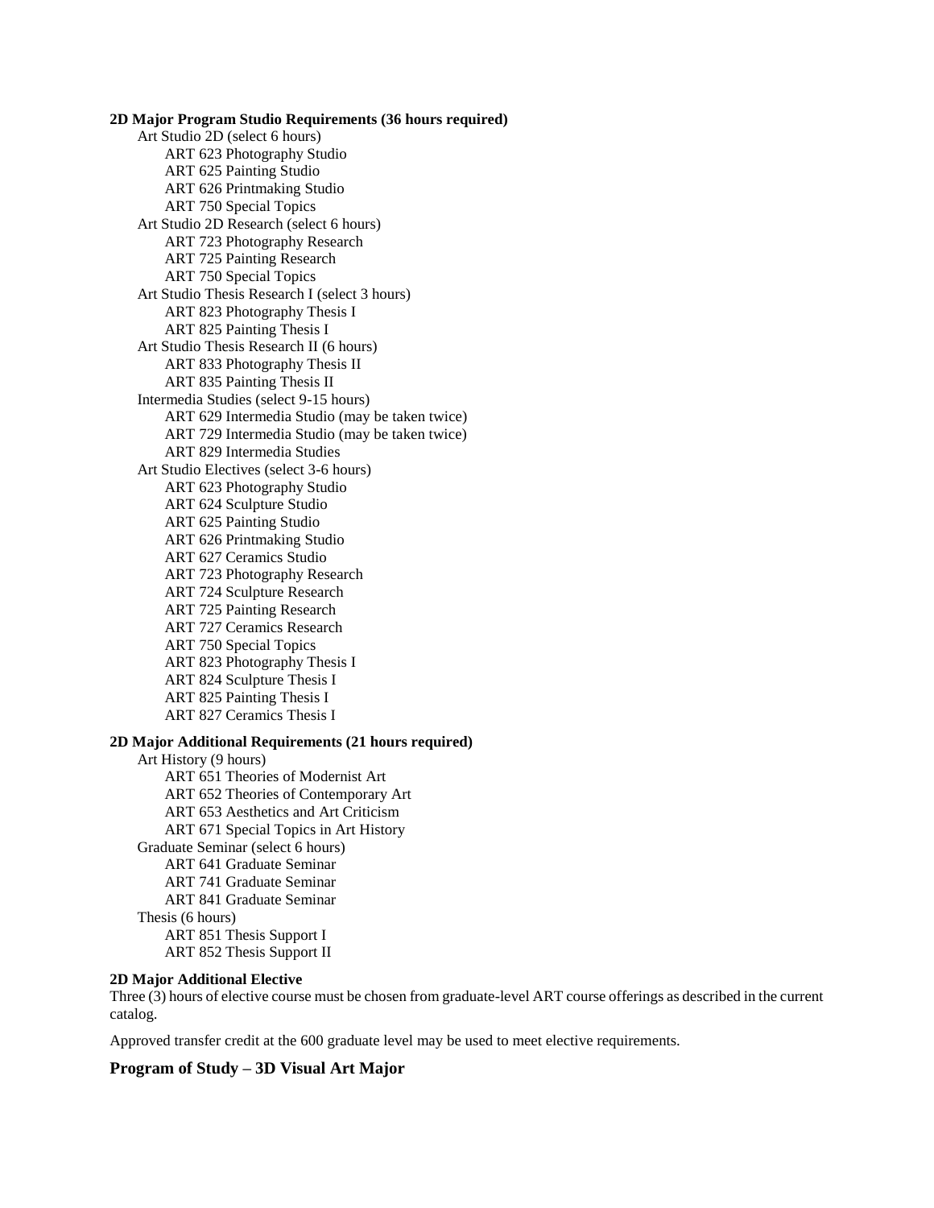**2D Major Program Studio Requirements (36 hours required)**

- Art Studio 2D (select 6 hours)
  - ART 623 Photography Studio
  - ART 625 Painting Studio
  - ART 626 Printmaking Studio
  - ART 750 Special Topics
- Art Studio 2D Research (select 6 hours)
  - ART 723 Photography Research
  - ART 725 Painting Research
  - ART 750 Special Topics
- Art Studio Thesis Research I (select 3 hours)
  - ART 823 Photography Thesis I
  - ART 825 Painting Thesis I
- Art Studio Thesis Research II (6 hours)
  - ART 833 Photography Thesis II
  - ART 835 Painting Thesis II
- Intermedia Studies (select 9-15 hours)
  - ART 629 Intermedia Studio (may be taken twice)
  - ART 729 Intermedia Studio (may be taken twice)
  - ART 829 Intermedia Studies
- Art Studio Electives (select 3-6 hours)
  - ART 623 Photography Studio
  - ART 624 Sculpture Studio
  - ART 625 Painting Studio
  - ART 626 Printmaking Studio
  - ART 627 Ceramics Studio
  - ART 723 Photography Research
  - ART 724 Sculpture Research
  - ART 725 Painting Research
  - ART 727 Ceramics Research
  - ART 750 Special Topics
  - ART 823 Photography Thesis I
  - ART 824 Sculpture Thesis I
  - ART 825 Painting Thesis I
  - ART 827 Ceramics Thesis I

**2D Major Additional Requirements (21 hours required)**

- Art History (9 hours)
  - ART 651 Theories of Modernist Art
  - ART 652 Theories of Contemporary Art
  - ART 653 Aesthetics and Art Criticism
  - ART 671 Special Topics in Art History
- Graduate Seminar (select 6 hours)
  - ART 641 Graduate Seminar
  - ART 741 Graduate Seminar
  - ART 841 Graduate Seminar
- Thesis (6 hours)
  - ART 851 Thesis Support I
  - ART 852 Thesis Support II

**2D Major Additional Elective**

Three (3) hours of elective course must be chosen from graduate-level ART course offerings as described in the current catalog.

Approved transfer credit at the 600 graduate level may be used to meet elective requirements.

## Program of Study – 3D Visual Art Major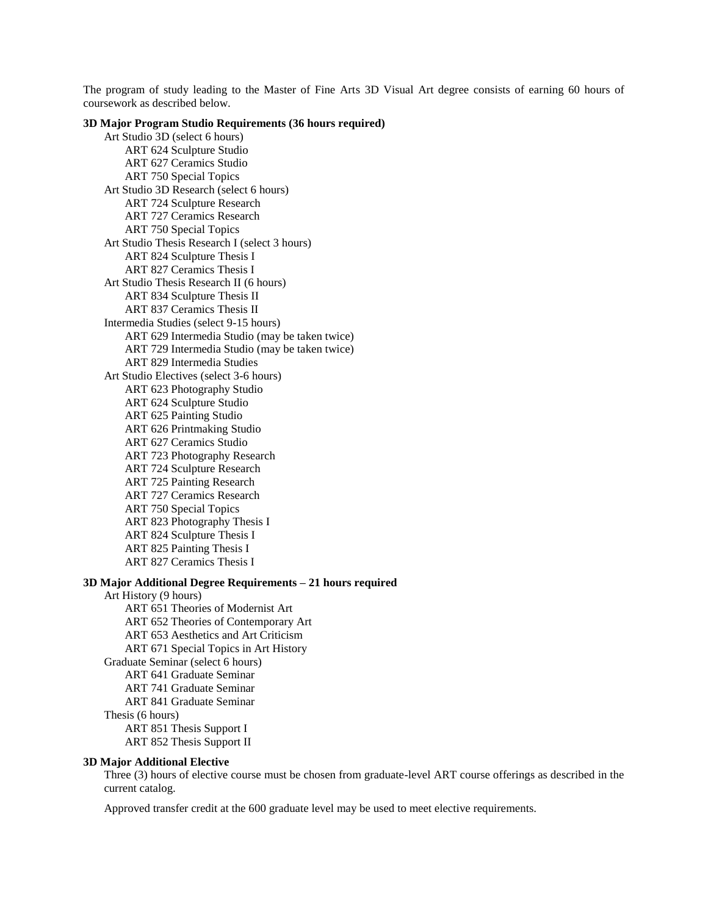The program of study leading to the Master of Fine Arts 3D Visual Art degree consists of earning 60 hours of coursework as described below.

**3D Major Program Studio Requirements (36 hours required)**

- Art Studio 3D (select 6 hours)
  - ART 624 Sculpture Studio
  - ART 627 Ceramics Studio
  - ART 750 Special Topics
- Art Studio 3D Research (select 6 hours)
  - ART 724 Sculpture Research
  - ART 727 Ceramics Research
  - ART 750 Special Topics
- Art Studio Thesis Research I (select 3 hours)
  - ART 824 Sculpture Thesis I
  - ART 827 Ceramics Thesis I
- Art Studio Thesis Research II (6 hours)
  - ART 834 Sculpture Thesis II
  - ART 837 Ceramics Thesis II
- Intermedia Studies (select 9-15 hours)
  - ART 629 Intermedia Studio (may be taken twice)
  - ART 729 Intermedia Studio (may be taken twice)
  - ART 829 Intermedia Studies
- Art Studio Electives (select 3-6 hours)
  - ART 623 Photography Studio
  - ART 624 Sculpture Studio
  - ART 625 Painting Studio
  - ART 626 Printmaking Studio
  - ART 627 Ceramics Studio
  - ART 723 Photography Research
  - ART 724 Sculpture Research
  - ART 725 Painting Research
  - ART 727 Ceramics Research
  - ART 750 Special Topics
  - ART 823 Photography Thesis I
  - ART 824 Sculpture Thesis I
  - ART 825 Painting Thesis I
  - ART 827 Ceramics Thesis I

**3D Major Additional Degree Requirements – 21 hours required**

- Art History (9 hours)
  - ART 651 Theories of Modernist Art
  - ART 652 Theories of Contemporary Art
  - ART 653 Aesthetics and Art Criticism
  - ART 671 Special Topics in Art History
- Graduate Seminar (select 6 hours)
  - ART 641 Graduate Seminar
  - ART 741 Graduate Seminar
  - ART 841 Graduate Seminar
- Thesis (6 hours)
  - ART 851 Thesis Support I
  - ART 852 Thesis Support II

**3D Major Additional Elective**

Three (3) hours of elective course must be chosen from graduate-level ART course offerings as described in the current catalog.

Approved transfer credit at the 600 graduate level may be used to meet elective requirements.